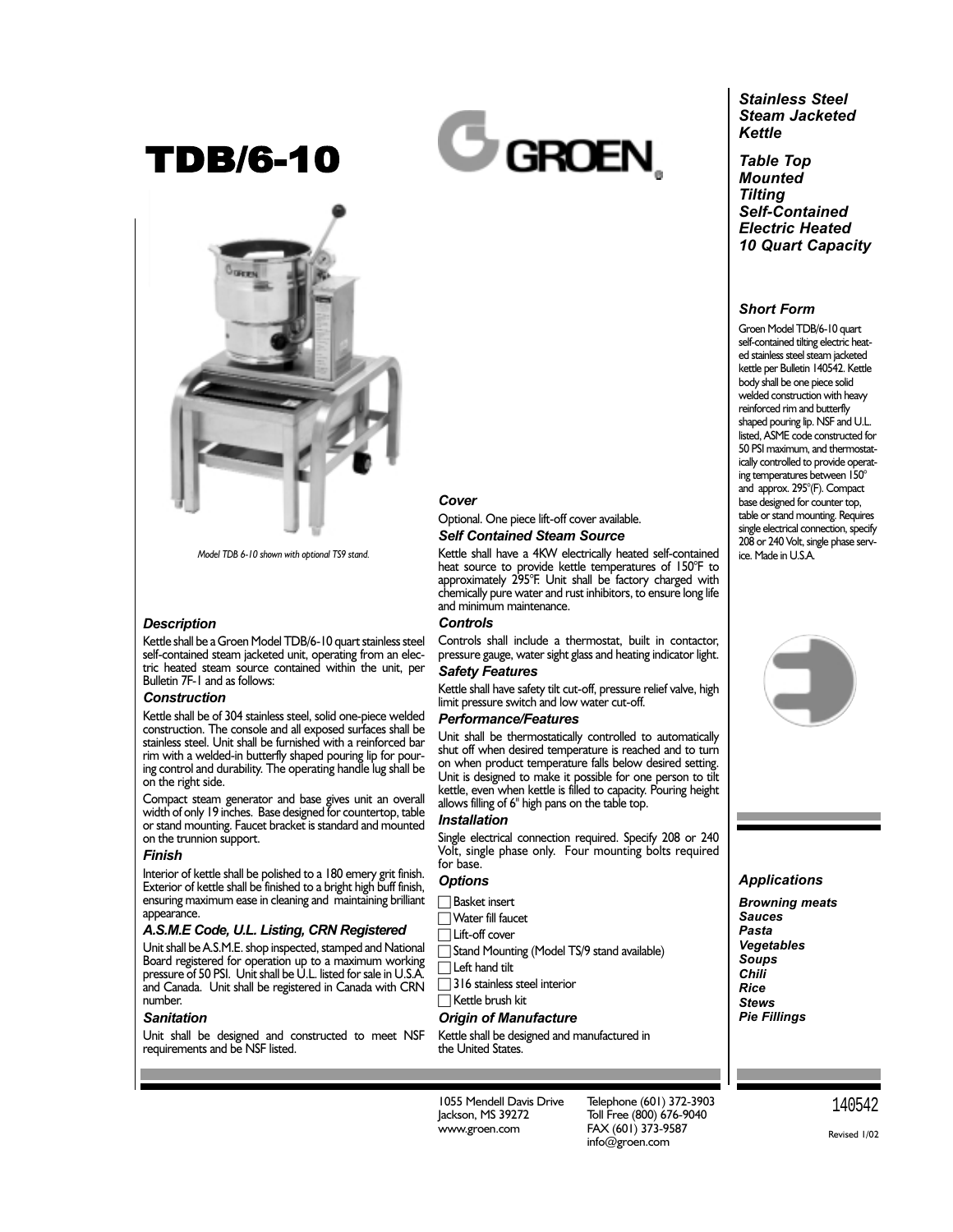# TDB/6-10

GROEN

*Model TDB 6-10 shown with optional TS9 stand.*

### Description

Kettle shall be a Groen Model TDB/6-10 quart stainless steel self-contained steam jacketed unit, operating from an electric heated steam source contained within the unit, per Bulletin 7F-1 and as follows:

### Construction

Kettle shall be of 304 stainless steel, solid one-piece welded construction. The console and all exposed surfaces shall be stainless steel. Unit shall be furnished with a reinforced bar rim with a welded-in butterfly shaped pouring lip for pouring control and durability. The operating handle lug shall be on the right side.

Compact steam generator and base gives unit an overall width of only 19 inches. Base designed for countertop, table or stand mounting. Faucet bracket is standard and mounted on the trunnion support.

### Finish

Interior of kettle shall be polished to a 180 emery grit finish. Exterior of kettle shall be finished to a bright high buff finish, ensuring maximum ease in cleaning and maintaining brilliant appearance.

### A.S.M.E Code, U.L. Listing, CRN Registered

Unit shall be A.S.M.E. shop inspected, stamped and National Board registered for operation up to a maximum working pressure of 50 PSI. Unit shall be U.L. listed for sale in U.S.A. and Canada. Unit shall be registered in Canada with CRN number.

### Sanitation

Unit shall be designed and constructed to meet NSF requirements and be NSF listed.

### Cover

Optional. One piece lift-off cover available.

### Self Contained Steam Source

Kettle shall have a 4KW electrically heated self-contained heat source to provide kettle temperatures of 150°F to approximately 295°F. Unit shall be factory charged with chemically pure water and rust inhibitors, to ensure long life and minimum maintenance.

### Controls

Controls shall include a thermostat, built in contactor, pressure gauge, water sight glass and heating indicator light.

### Safety Features

Kettle shall have safety tilt cut-off, pressure relief valve, high limit pressure switch and low water cut-off.

### Performance/Features

Unit shall be thermostatically controlled to automatically shut off when desired temperature is reached and to turn on when product temperature falls below desired setting. Unit is designed to make it possible for one person to tilt kettle, even when kettle is filled to capacity. Pouring height allows filling of 6" high pans on the table top.

### Installation

Single electrical connection required. Specify 208 or 240 Volt, single phase only. Four mounting bolts required for base.

### Options

- ☐ Basket insert
- ☐ Water fill faucet
- ☐ Lift-off cover
- ☐ Stand Mounting (Model TS/9 stand available)
- ☐ Left hand tilt
- ☐ 316 stainless steel interior
- ☐ Kettle brush kit

### Origin of Manufacture

Kettle shall be designed and manufactured in the United States.

**Stainless Steel Steam Jacketed Kettle**

**Table Top Mounted Tilting Self-Contained Electric Heated 10 Quart Capacity**

### Short Form

Groen Model TDB/6-10 quart self-contained tilting electric heated stainless steel steam jacketed kettle per Bulletin 140542. Kettle body shall be one piece solid welded construction with heavy reinforced rim and butterfly shaped pouring lip. NSF and U.L. listed, ASME code constructed for 50 PSI maximum, and thermostatically controlled to provide operating temperatures between 150° and approx. 295°(F). Compact base designed for counter top, table or stand mounting. Requires single electrical connection, specify 208 or 240 Volt, single phase service. Made in U.S.A.

### Applications

- Browning meats
- Sauces
- Pasta
- Vegetables
- Soups
- Chili
- Rice
- Stews
- Pie Fillings

1055 Mendell Davis Drive
Jackson, MS 39272
www.groen.com

Telephone (601) 372-3903
Toll Free (800) 676-9040
FAX (601) 373-9587
info@groen.com

140542

Revised 1/02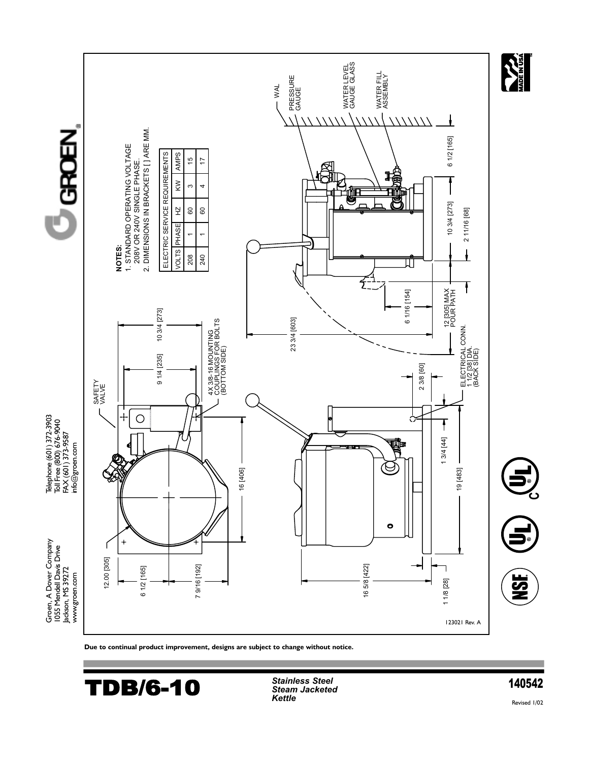Groen, A Dover Company
1055 Mendell Davis Drive
Jackson, MS 39272
www.groen.com

Telephone (601) 372-3903
Toll Free (800) 676-9040
FAX (601) 373-9587
info@groen.com

GROEN

**NOTES:**
1. STANDARD OPERATING VOLTAGE 208V OR 240V SINGLE PHASE.
2. DIMENSIONS IN BRACKETS [ ] ARE MM.

| ELECTRIC SERVICE REQUIREMENTS | | | | |
|---|---|---|---|---|
| VOLTS | PHASE | HZ | KW | AMPS |
| 208 | 1 | 60 | 3 | 15 |
| 240 | 1 | 60 | 4 | 17 |

SAFETY VALVE

4X 3/8-16 MOUNTING COUPLINGS FOR BOLTS (BOTTOM SIDE)

12.00 [305]
6 1/2 [165]
7 9/16 [192]
16 [406]
9 1/4 [235]
10 3/4 [273]
16 5/8 [422]
1 1/8 [28]
19 [483]
1 3/4 [44]
2 3/8 [60]

ELECTRICAL CONN. 1 1/2 [38] DIA. (BACK SIDE)

23 3/4 [603]
6 1/16 [154]
12 [305] MAX POUR PATH
10 3/4 [273]
2 11/16 [68]
6 1/2 [165]

WAL
PRESSURE GAUGE
WATER LEVEL GAUGE GLASS
WATER FILL ASSEMBLY

123021 Rev. A

MADE IN USA

**Due to continual product improvement, designs are subject to change without notice.**

# TDB/6-10

***Stainless Steel Steam Jacketed Kettle***

140542

Revised 1/02